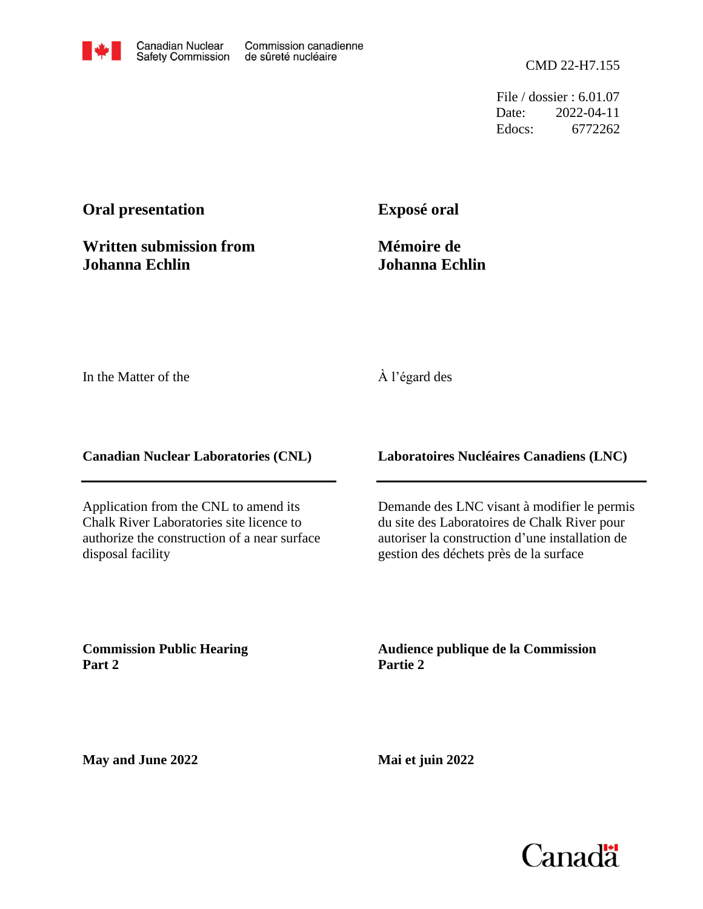Canadian Nuclear Safety Commission | Commission canadienne de sûreté nucléaire

CMD 22-H7.155

File / dossier : 6.01.07
Date: 2022-04-11
Edocs: 6772262

**Oral presentation**

**Written submission from Johanna Echlin**

**Exposé oral**

**Mémoire de Johanna Echlin**

In the Matter of the

À l'égard des

**Canadian Nuclear Laboratories (CNL)**

**Laboratoires Nucléaires Canadiens (LNC)**

Application from the CNL to amend its Chalk River Laboratories site licence to authorize the construction of a near surface disposal facility

Demande des LNC visant à modifier le permis du site des Laboratoires de Chalk River pour autoriser la construction d'une installation de gestion des déchets près de la surface

**Commission Public Hearing Part 2**

**Audience publique de la Commission Partie 2**

**May and June 2022**

**Mai et juin 2022**

Canada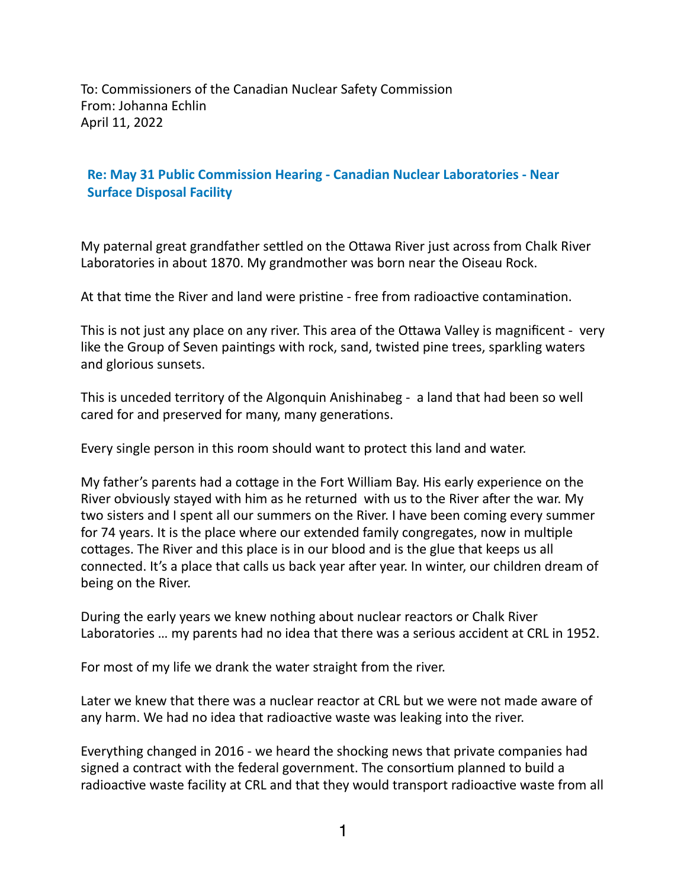To: Commissioners of the Canadian Nuclear Safety Commission
From: Johanna Echlin
April 11, 2022

**Re: May 31 Public Commission Hearing - Canadian Nuclear Laboratories - Near Surface Disposal Facility**

My paternal great grandfather settled on the Ottawa River just across from Chalk River Laboratories in about 1870. My grandmother was born near the Oiseau Rock.

At that time the River and land were pristine - free from radioactive contamination.

This is not just any place on any river. This area of the Ottawa Valley is magnificent - very like the Group of Seven paintings with rock, sand, twisted pine trees, sparkling waters and glorious sunsets.

This is unceded territory of the Algonquin Anishinabeg - a land that had been so well cared for and preserved for many, many generations.

Every single person in this room should want to protect this land and water.

My father's parents had a cottage in the Fort William Bay. His early experience on the River obviously stayed with him as he returned with us to the River after the war. My two sisters and I spent all our summers on the River. I have been coming every summer for 74 years. It is the place where our extended family congregates, now in multiple cottages. The River and this place is in our blood and is the glue that keeps us all connected. It's a place that calls us back year after year. In winter, our children dream of being on the River.

During the early years we knew nothing about nuclear reactors or Chalk River Laboratories … my parents had no idea that there was a serious accident at CRL in 1952.

For most of my life we drank the water straight from the river.

Later we knew that there was a nuclear reactor at CRL but we were not made aware of any harm. We had no idea that radioactive waste was leaking into the river.

Everything changed in 2016 - we heard the shocking news that private companies had signed a contract with the federal government. The consortium planned to build a radioactive waste facility at CRL and that they would transport radioactive waste from all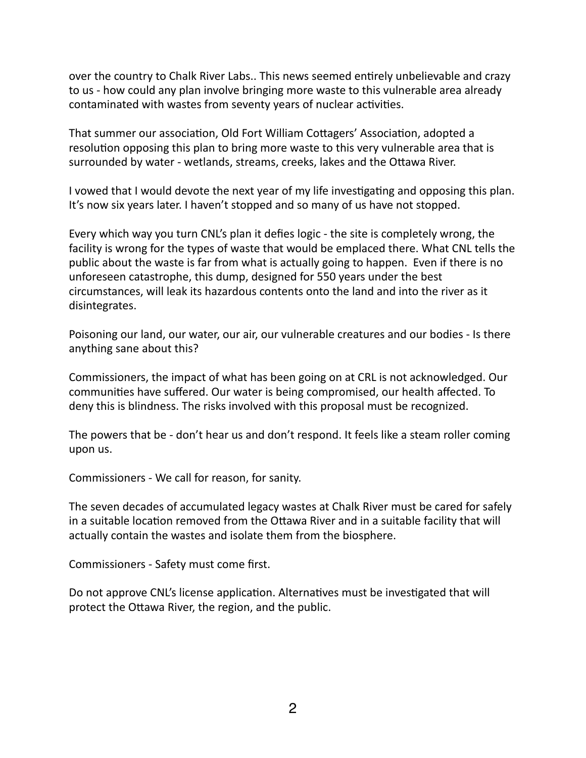over the country to Chalk River Labs.. This news seemed entirely unbelievable and crazy to us - how could any plan involve bringing more waste to this vulnerable area already contaminated with wastes from seventy years of nuclear activities.

That summer our association, Old Fort William Cottagers' Association, adopted a resolution opposing this plan to bring more waste to this very vulnerable area that is surrounded by water - wetlands, streams, creeks, lakes and the Ottawa River.

I vowed that I would devote the next year of my life investigating and opposing this plan. It's now six years later. I haven't stopped and so many of us have not stopped.

Every which way you turn CNL's plan it defies logic - the site is completely wrong, the facility is wrong for the types of waste that would be emplaced there. What CNL tells the public about the waste is far from what is actually going to happen. Even if there is no unforeseen catastrophe, this dump, designed for 550 years under the best circumstances, will leak its hazardous contents onto the land and into the river as it disintegrates.

Poisoning our land, our water, our air, our vulnerable creatures and our bodies - Is there anything sane about this?

Commissioners, the impact of what has been going on at CRL is not acknowledged. Our communities have suffered. Our water is being compromised, our health affected. To deny this is blindness. The risks involved with this proposal must be recognized.

The powers that be - don't hear us and don't respond. It feels like a steam roller coming upon us.

Commissioners - We call for reason, for sanity.

The seven decades of accumulated legacy wastes at Chalk River must be cared for safely in a suitable location removed from the Ottawa River and in a suitable facility that will actually contain the wastes and isolate them from the biosphere.

Commissioners - Safety must come first.

Do not approve CNL's license application. Alternatives must be investigated that will protect the Ottawa River, the region, and the public.